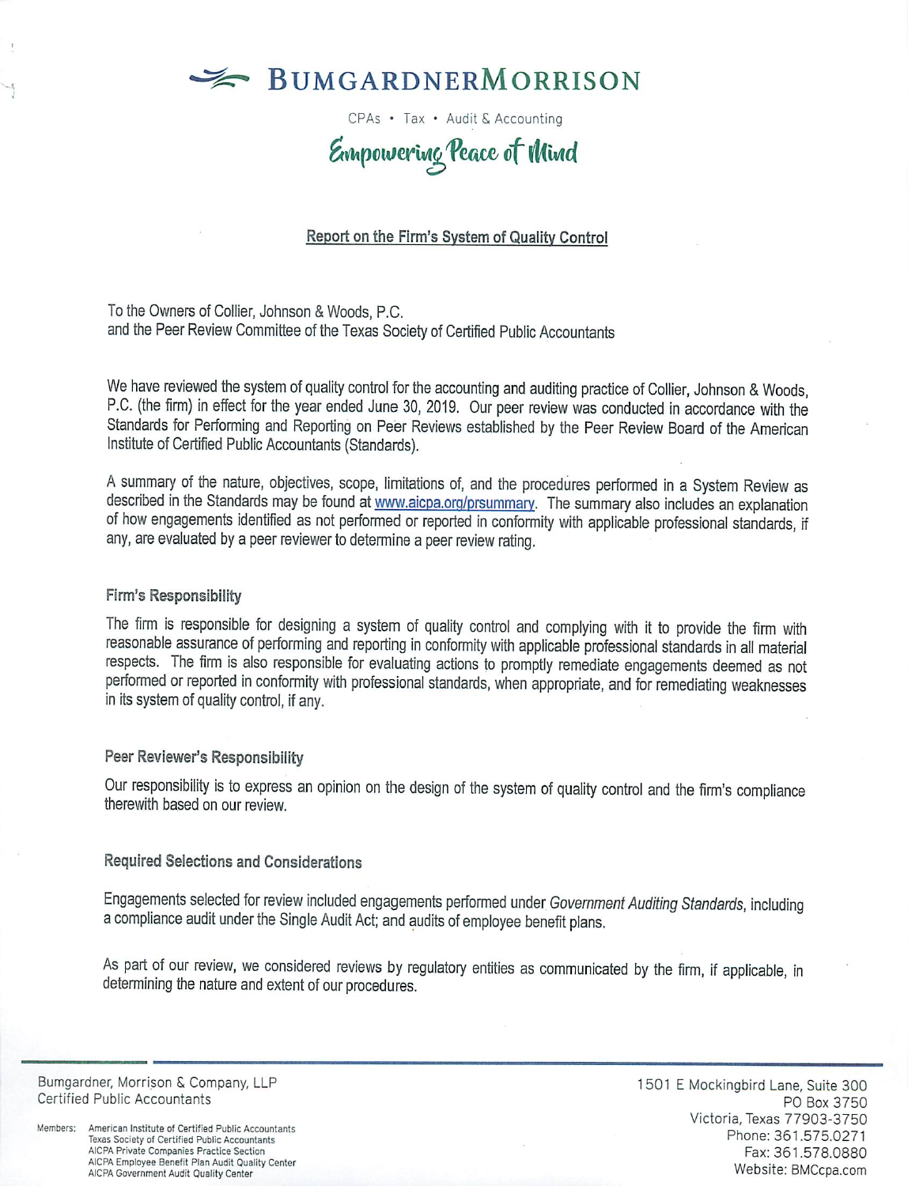# BUMGARDNERMORRISON

CPAs • Tax • Audit & Accounting

*Empowering Peace of Mind*

## Report on the Firm's System of Quality Control

To the Owners of Collier, Johnson & Woods, P.C.
and the Peer Review Committee of the Texas Society of Certified Public Accountants

We have reviewed the system of quality control for the accounting and auditing practice of Collier, Johnson & Woods, P.C. (the firm) in effect for the year ended June 30, 2019. Our peer review was conducted in accordance with the Standards for Performing and Reporting on Peer Reviews established by the Peer Review Board of the American Institute of Certified Public Accountants (Standards).

A summary of the nature, objectives, scope, limitations of, and the procedures performed in a System Review as described in the Standards may be found at www.aicpa.org/prsummary. The summary also includes an explanation of how engagements identified as not performed or reported in conformity with applicable professional standards, if any, are evaluated by a peer reviewer to determine a peer review rating.

### Firm's Responsibility

The firm is responsible for designing a system of quality control and complying with it to provide the firm with reasonable assurance of performing and reporting in conformity with applicable professional standards in all material respects. The firm is also responsible for evaluating actions to promptly remediate engagements deemed as not performed or reported in conformity with professional standards, when appropriate, and for remediating weaknesses in its system of quality control, if any.

### Peer Reviewer's Responsibility

Our responsibility is to express an opinion on the design of the system of quality control and the firm's compliance therewith based on our review.

### Required Selections and Considerations

Engagements selected for review included engagements performed under *Government Auditing Standards*, including a compliance audit under the Single Audit Act; and audits of employee benefit plans.

As part of our review, we considered reviews by regulatory entities as communicated by the firm, if applicable, in determining the nature and extent of our procedures.

Bumgardner, Morrison & Company, LLP
Certified Public Accountants

Members: American Institute of Certified Public Accountants
Texas Society of Certified Public Accountants
AICPA Private Companies Practice Section
AICPA Employee Benefit Plan Audit Quality Center
AICPA Government Audit Quality Center

1501 E Mockingbird Lane, Suite 300
PO Box 3750
Victoria, Texas 77903-3750
Phone: 361.575.0271
Fax: 361.578.0880
Website: BMCcpa.com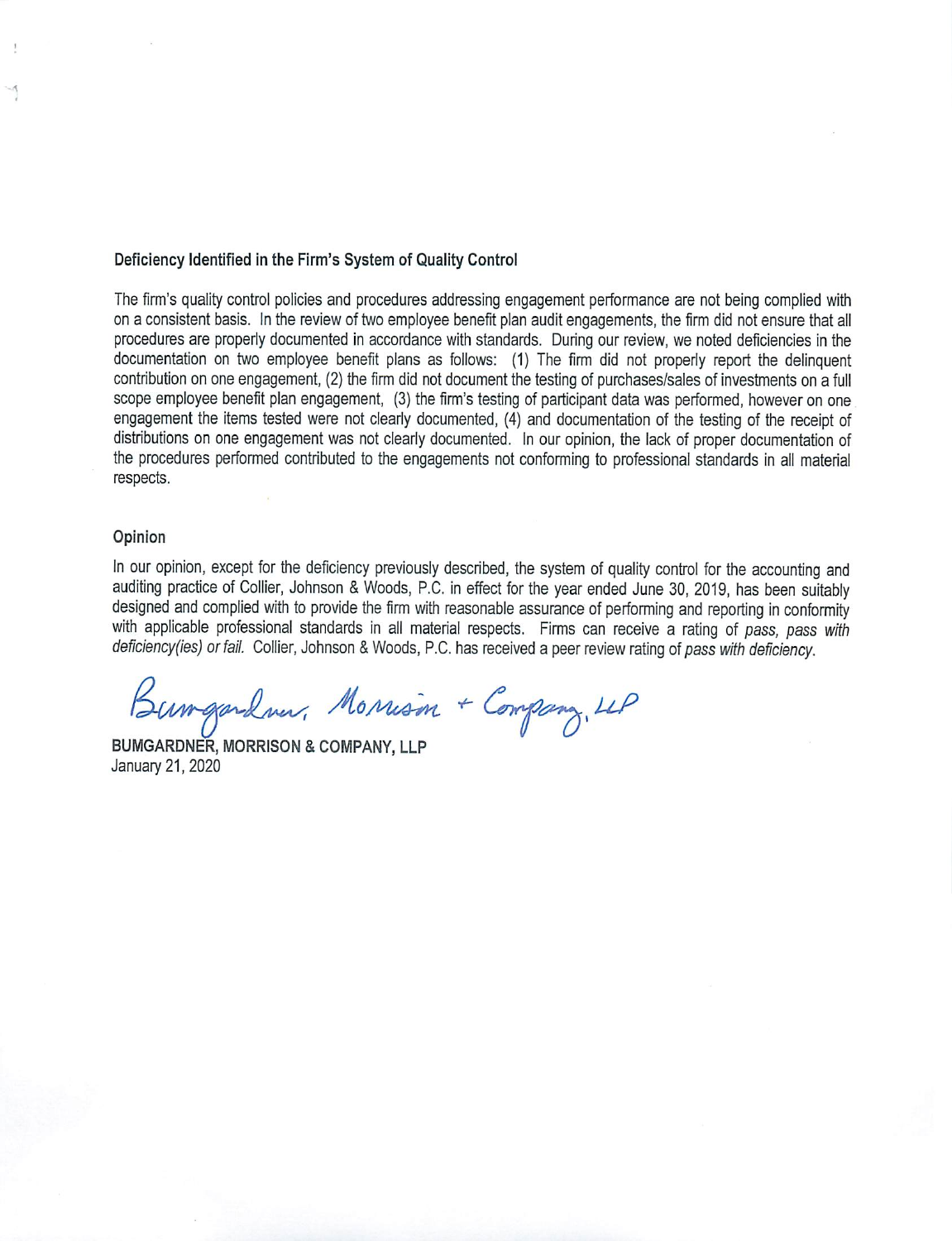### Deficiency Identified in the Firm's System of Quality Control

The firm's quality control policies and procedures addressing engagement performance are not being complied with on a consistent basis. In the review of two employee benefit plan audit engagements, the firm did not ensure that all procedures are properly documented in accordance with standards. During our review, we noted deficiencies in the documentation on two employee benefit plans as follows: (1) The firm did not properly report the delinquent contribution on one engagement, (2) the firm did not document the testing of purchases/sales of investments on a full scope employee benefit plan engagement, (3) the firm's testing of participant data was performed, however on one engagement the items tested were not clearly documented, (4) and documentation of the testing of the receipt of distributions on one engagement was not clearly documented. In our opinion, the lack of proper documentation of the procedures performed contributed to the engagements not conforming to professional standards in all material respects.

### Opinion

In our opinion, except for the deficiency previously described, the system of quality control for the accounting and auditing practice of Collier, Johnson & Woods, P.C. in effect for the year ended June 30, 2019, has been suitably designed and complied with to provide the firm with reasonable assurance of performing and reporting in conformity with applicable professional standards in all material respects. Firms can receive a rating of *pass, pass with deficiency(ies) or fail.* Collier, Johnson & Woods, P.C. has received a peer review rating of *pass with deficiency*.

*Bumgardner, Morrison + Company, LLP*

**BUMGARDNER, MORRISON & COMPANY, LLP**
January 21, 2020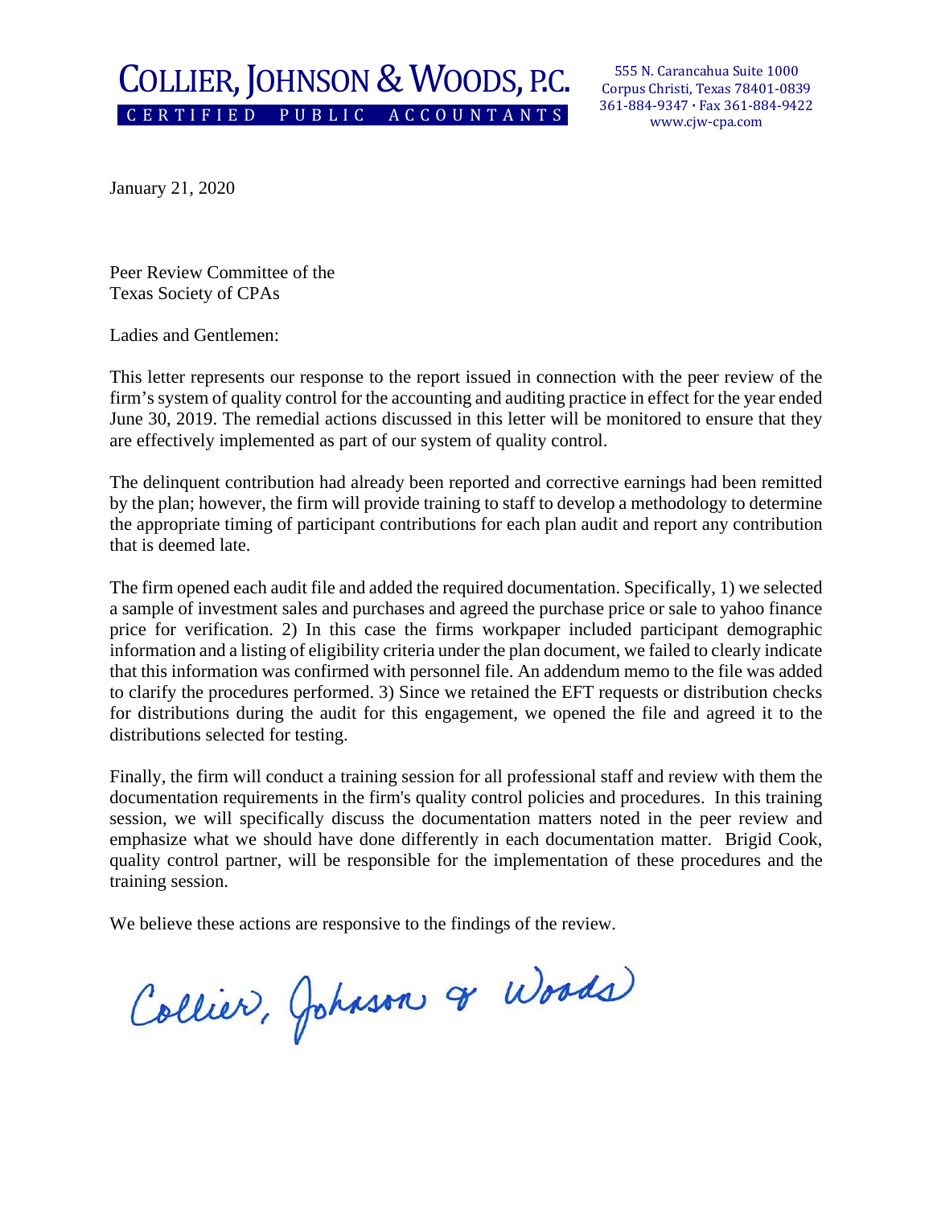**COLLIER, JOHNSON & WOODS, P.C.**
CERTIFIED PUBLIC ACCOUNTANTS

555 N. Carancahua Suite 1000
Corpus Christi, Texas 78401-0839
361-884-9347 • Fax 361-884-9422
www.cjw-cpa.com

January 21, 2020

Peer Review Committee of the
Texas Society of CPAs

Ladies and Gentlemen:

This letter represents our response to the report issued in connection with the peer review of the firm's system of quality control for the accounting and auditing practice in effect for the year ended June 30, 2019. The remedial actions discussed in this letter will be monitored to ensure that they are effectively implemented as part of our system of quality control.

The delinquent contribution had already been reported and corrective earnings had been remitted by the plan; however, the firm will provide training to staff to develop a methodology to determine the appropriate timing of participant contributions for each plan audit and report any contribution that is deemed late.

The firm opened each audit file and added the required documentation. Specifically, 1) we selected a sample of investment sales and purchases and agreed the purchase price or sale to yahoo finance price for verification. 2) In this case the firms workpaper included participant demographic information and a listing of eligibility criteria under the plan document, we failed to clearly indicate that this information was confirmed with personnel file. An addendum memo to the file was added to clarify the procedures performed. 3) Since we retained the EFT requests or distribution checks for distributions during the audit for this engagement, we opened the file and agreed it to the distributions selected for testing.

Finally, the firm will conduct a training session for all professional staff and review with them the documentation requirements in the firm's quality control policies and procedures. In this training session, we will specifically discuss the documentation matters noted in the peer review and emphasize what we should have done differently in each documentation matter. Brigid Cook, quality control partner, will be responsible for the implementation of these procedures and the training session.

We believe these actions are responsive to the findings of the review.

Collier, Johnson & Woods